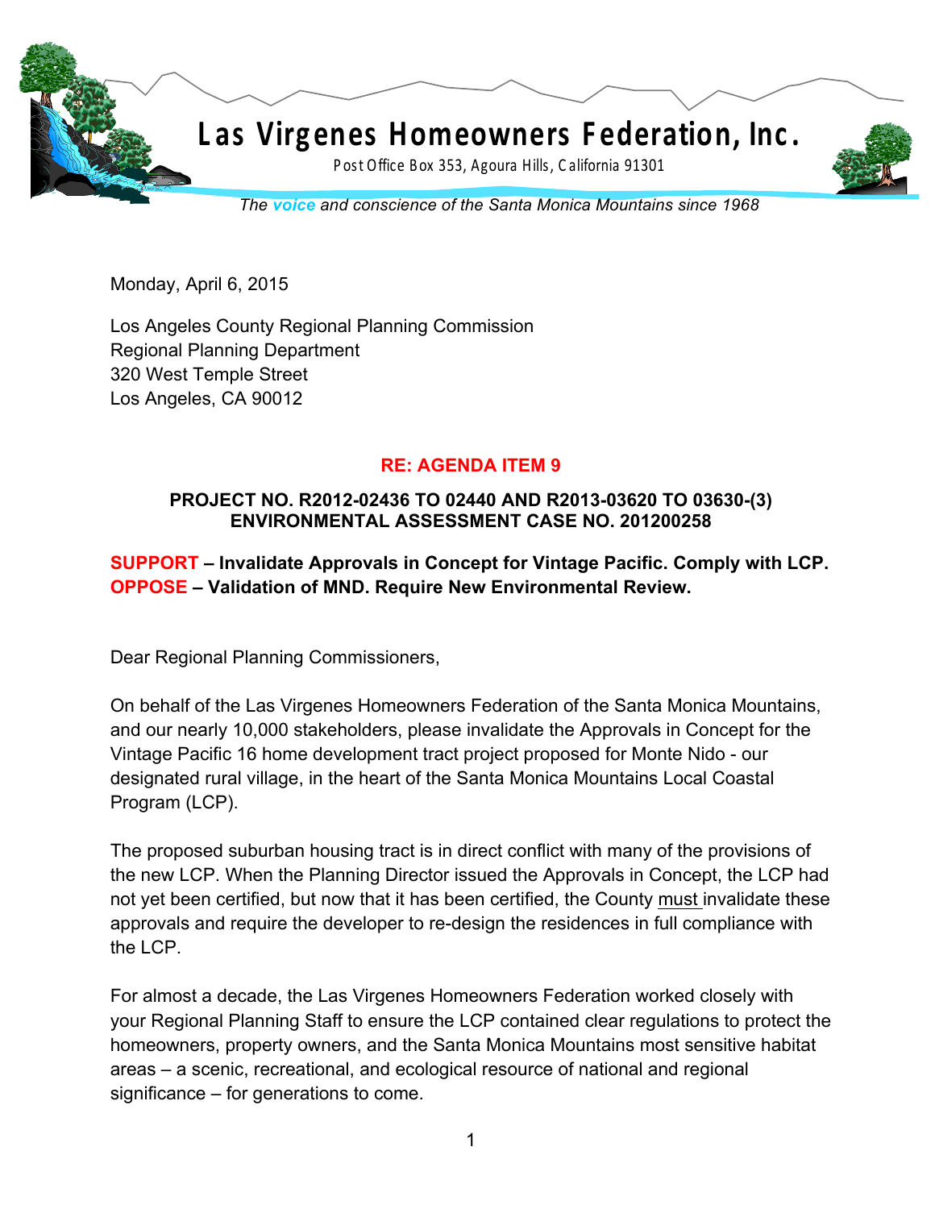# Las Virgenes Homeowners Federation, Inc.

Post Office Box 353, Agoura Hills, California 91301

*The voice and conscience of the Santa Monica Mountains since 1968*

Monday, April 6, 2015

Los Angeles County Regional Planning Commission
Regional Planning Department
320 West Temple Street
Los Angeles, CA 90012

**RE: AGENDA ITEM 9**

**PROJECT NO. R2012-02436 TO 02440 AND R2013-03620 TO 03630-(3)**
**ENVIRONMENTAL ASSESSMENT CASE NO. 201200258**

**SUPPORT – Invalidate Approvals in Concept for Vintage Pacific. Comply with LCP.**
**OPPOSE – Validation of MND. Require New Environmental Review.**

Dear Regional Planning Commissioners,

On behalf of the Las Virgenes Homeowners Federation of the Santa Monica Mountains, and our nearly 10,000 stakeholders, please invalidate the Approvals in Concept for the Vintage Pacific 16 home development tract project proposed for Monte Nido - our designated rural village, in the heart of the Santa Monica Mountains Local Coastal Program (LCP).

The proposed suburban housing tract is in direct conflict with many of the provisions of the new LCP. When the Planning Director issued the Approvals in Concept, the LCP had not yet been certified, but now that it has been certified, the County must invalidate these approvals and require the developer to re-design the residences in full compliance with the LCP.

For almost a decade, the Las Virgenes Homeowners Federation worked closely with your Regional Planning Staff to ensure the LCP contained clear regulations to protect the homeowners, property owners, and the Santa Monica Mountains most sensitive habitat areas – a scenic, recreational, and ecological resource of national and regional significance – for generations to come.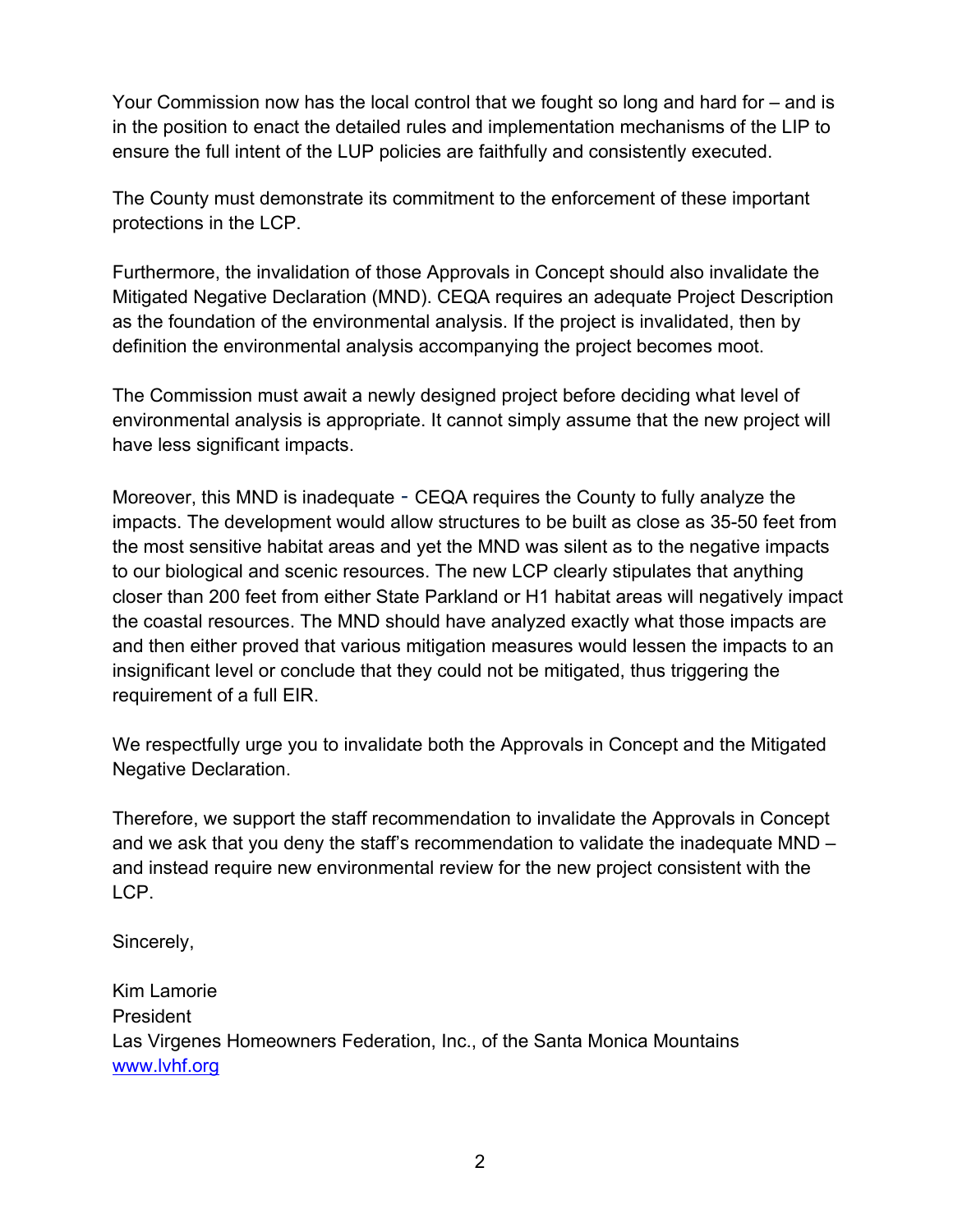Your Commission now has the local control that we fought so long and hard for – and is in the position to enact the detailed rules and implementation mechanisms of the LIP to ensure the full intent of the LUP policies are faithfully and consistently executed.

The County must demonstrate its commitment to the enforcement of these important protections in the LCP.

Furthermore, the invalidation of those Approvals in Concept should also invalidate the Mitigated Negative Declaration (MND). CEQA requires an adequate Project Description as the foundation of the environmental analysis. If the project is invalidated, then by definition the environmental analysis accompanying the project becomes moot.

The Commission must await a newly designed project before deciding what level of environmental analysis is appropriate. It cannot simply assume that the new project will have less significant impacts.

Moreover, this MND is inadequate - CEQA requires the County to fully analyze the impacts. The development would allow structures to be built as close as 35-50 feet from the most sensitive habitat areas and yet the MND was silent as to the negative impacts to our biological and scenic resources. The new LCP clearly stipulates that anything closer than 200 feet from either State Parkland or H1 habitat areas will negatively impact the coastal resources. The MND should have analyzed exactly what those impacts are and then either proved that various mitigation measures would lessen the impacts to an insignificant level or conclude that they could not be mitigated, thus triggering the requirement of a full EIR.

We respectfully urge you to invalidate both the Approvals in Concept and the Mitigated Negative Declaration.

Therefore, we support the staff recommendation to invalidate the Approvals in Concept and we ask that you deny the staff's recommendation to validate the inadequate MND – and instead require new environmental review for the new project consistent with the LCP.

Sincerely,

Kim Lamorie
President
Las Virgenes Homeowners Federation, Inc., of the Santa Monica Mountains
www.lvhf.org